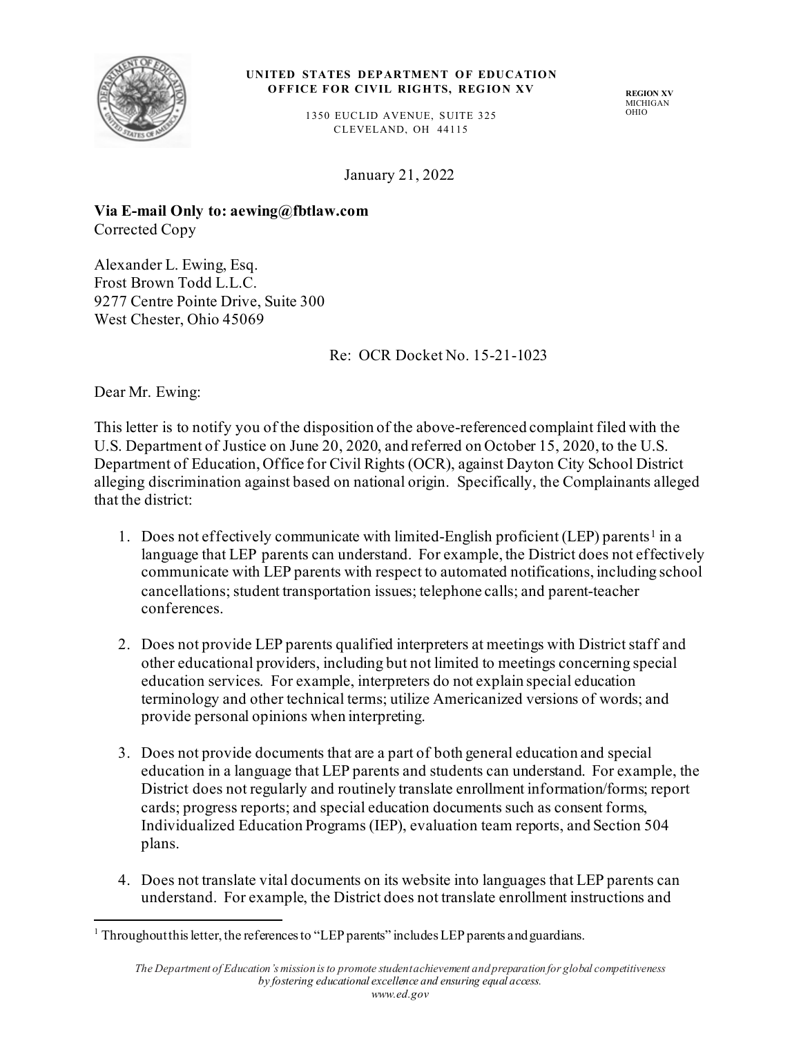**UNITED STATES DEPARTMENT OF EDUCATION**
**OFFICE FOR CIVIL RIGHTS, REGION XV**

1350 EUCLID AVENUE, SUITE 325
CLEVELAND, OH 44115

**REGION XV**
MICHIGAN
OHIO

January 21, 2022

**Via E-mail Only to: aewing@fbtlaw.com**
Corrected Copy

Alexander L. Ewing, Esq.
Frost Brown Todd L.L.C.
9277 Centre Pointe Drive, Suite 300
West Chester, Ohio 45069

Re: OCR Docket No. 15-21-1023

Dear Mr. Ewing:

This letter is to notify you of the disposition of the above-referenced complaint filed with the U.S. Department of Justice on June 20, 2020, and referred on October 15, 2020, to the U.S. Department of Education, Office for Civil Rights (OCR), against Dayton City School District alleging discrimination against based on national origin. Specifically, the Complainants alleged that the district:

1. Does not effectively communicate with limited-English proficient (LEP) parents[1] in a language that LEP parents can understand. For example, the District does not effectively communicate with LEP parents with respect to automated notifications, including school cancellations; student transportation issues; telephone calls; and parent-teacher conferences.

2. Does not provide LEP parents qualified interpreters at meetings with District staff and other educational providers, including but not limited to meetings concerning special education services. For example, interpreters do not explain special education terminology and other technical terms; utilize Americanized versions of words; and provide personal opinions when interpreting.

3. Does not provide documents that are a part of both general education and special education in a language that LEP parents and students can understand. For example, the District does not regularly and routinely translate enrollment information/forms; report cards; progress reports; and special education documents such as consent forms, Individualized Education Programs (IEP), evaluation team reports, and Section 504 plans.

4. Does not translate vital documents on its website into languages that LEP parents can understand. For example, the District does not translate enrollment instructions and

[1] Throughout this letter, the references to "LEP parents" includes LEP parents and guardians.

*The Department of Education's mission is to promote student achievement and preparation for global competitiveness by fostering educational excellence and ensuring equal access.*
*www.ed.gov*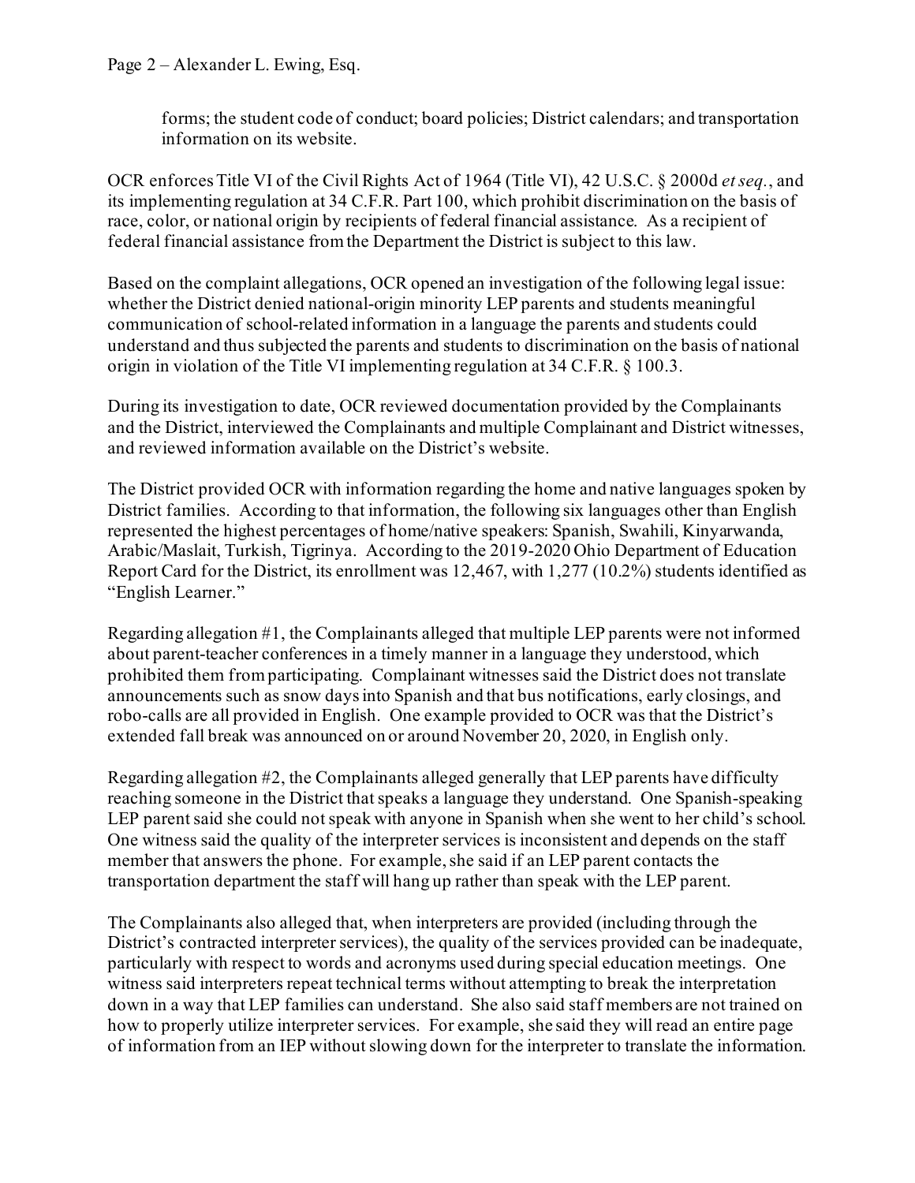forms; the student code of conduct; board policies; District calendars; and transportation information on its website.

OCR enforces Title VI of the Civil Rights Act of 1964 (Title VI), 42 U.S.C. § 2000d *et seq.*, and its implementing regulation at 34 C.F.R. Part 100, which prohibit discrimination on the basis of race, color, or national origin by recipients of federal financial assistance. As a recipient of federal financial assistance from the Department the District is subject to this law.

Based on the complaint allegations, OCR opened an investigation of the following legal issue: whether the District denied national-origin minority LEP parents and students meaningful communication of school-related information in a language the parents and students could understand and thus subjected the parents and students to discrimination on the basis of national origin in violation of the Title VI implementing regulation at 34 C.F.R. § 100.3.

During its investigation to date, OCR reviewed documentation provided by the Complainants and the District, interviewed the Complainants and multiple Complainant and District witnesses, and reviewed information available on the District's website.

The District provided OCR with information regarding the home and native languages spoken by District families. According to that information, the following six languages other than English represented the highest percentages of home/native speakers: Spanish, Swahili, Kinyarwanda, Arabic/Maslait, Turkish, Tigrinya. According to the 2019-2020 Ohio Department of Education Report Card for the District, its enrollment was 12,467, with 1,277 (10.2%) students identified as "English Learner."

Regarding allegation #1, the Complainants alleged that multiple LEP parents were not informed about parent-teacher conferences in a timely manner in a language they understood, which prohibited them from participating. Complainant witnesses said the District does not translate announcements such as snow days into Spanish and that bus notifications, early closings, and robo-calls are all provided in English. One example provided to OCR was that the District's extended fall break was announced on or around November 20, 2020, in English only.

Regarding allegation #2, the Complainants alleged generally that LEP parents have difficulty reaching someone in the District that speaks a language they understand. One Spanish-speaking LEP parent said she could not speak with anyone in Spanish when she went to her child's school. One witness said the quality of the interpreter services is inconsistent and depends on the staff member that answers the phone. For example, she said if an LEP parent contacts the transportation department the staff will hang up rather than speak with the LEP parent.

The Complainants also alleged that, when interpreters are provided (including through the District's contracted interpreter services), the quality of the services provided can be inadequate, particularly with respect to words and acronyms used during special education meetings. One witness said interpreters repeat technical terms without attempting to break the interpretation down in a way that LEP families can understand. She also said staff members are not trained on how to properly utilize interpreter services. For example, she said they will read an entire page of information from an IEP without slowing down for the interpreter to translate the information.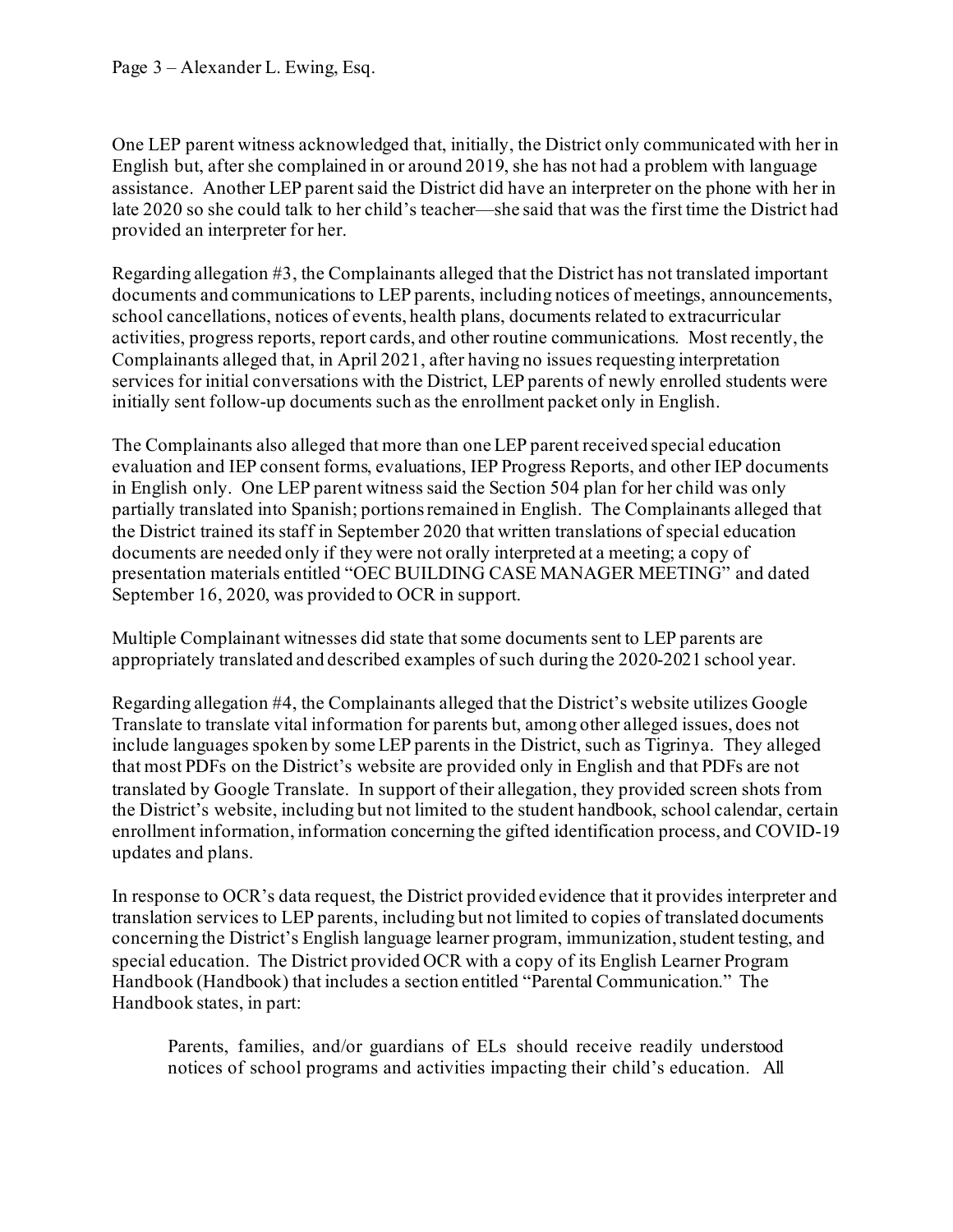One LEP parent witness acknowledged that, initially, the District only communicated with her in English but, after she complained in or around 2019, she has not had a problem with language assistance. Another LEP parent said the District did have an interpreter on the phone with her in late 2020 so she could talk to her child's teacher—she said that was the first time the District had provided an interpreter for her.

Regarding allegation #3, the Complainants alleged that the District has not translated important documents and communications to LEP parents, including notices of meetings, announcements, school cancellations, notices of events, health plans, documents related to extracurricular activities, progress reports, report cards, and other routine communications. Most recently, the Complainants alleged that, in April 2021, after having no issues requesting interpretation services for initial conversations with the District, LEP parents of newly enrolled students were initially sent follow-up documents such as the enrollment packet only in English.

The Complainants also alleged that more than one LEP parent received special education evaluation and IEP consent forms, evaluations, IEP Progress Reports, and other IEP documents in English only. One LEP parent witness said the Section 504 plan for her child was only partially translated into Spanish; portions remained in English. The Complainants alleged that the District trained its staff in September 2020 that written translations of special education documents are needed only if they were not orally interpreted at a meeting; a copy of presentation materials entitled "OEC BUILDING CASE MANAGER MEETING" and dated September 16, 2020, was provided to OCR in support.

Multiple Complainant witnesses did state that some documents sent to LEP parents are appropriately translated and described examples of such during the 2020-2021 school year.

Regarding allegation #4, the Complainants alleged that the District's website utilizes Google Translate to translate vital information for parents but, among other alleged issues, does not include languages spoken by some LEP parents in the District, such as Tigrinya. They alleged that most PDFs on the District's website are provided only in English and that PDFs are not translated by Google Translate. In support of their allegation, they provided screen shots from the District's website, including but not limited to the student handbook, school calendar, certain enrollment information, information concerning the gifted identification process, and COVID-19 updates and plans.

In response to OCR's data request, the District provided evidence that it provides interpreter and translation services to LEP parents, including but not limited to copies of translated documents concerning the District's English language learner program, immunization, student testing, and special education. The District provided OCR with a copy of its English Learner Program Handbook (Handbook) that includes a section entitled "Parental Communication." The Handbook states, in part:

> Parents, families, and/or guardians of ELs should receive readily understood notices of school programs and activities impacting their child's education. All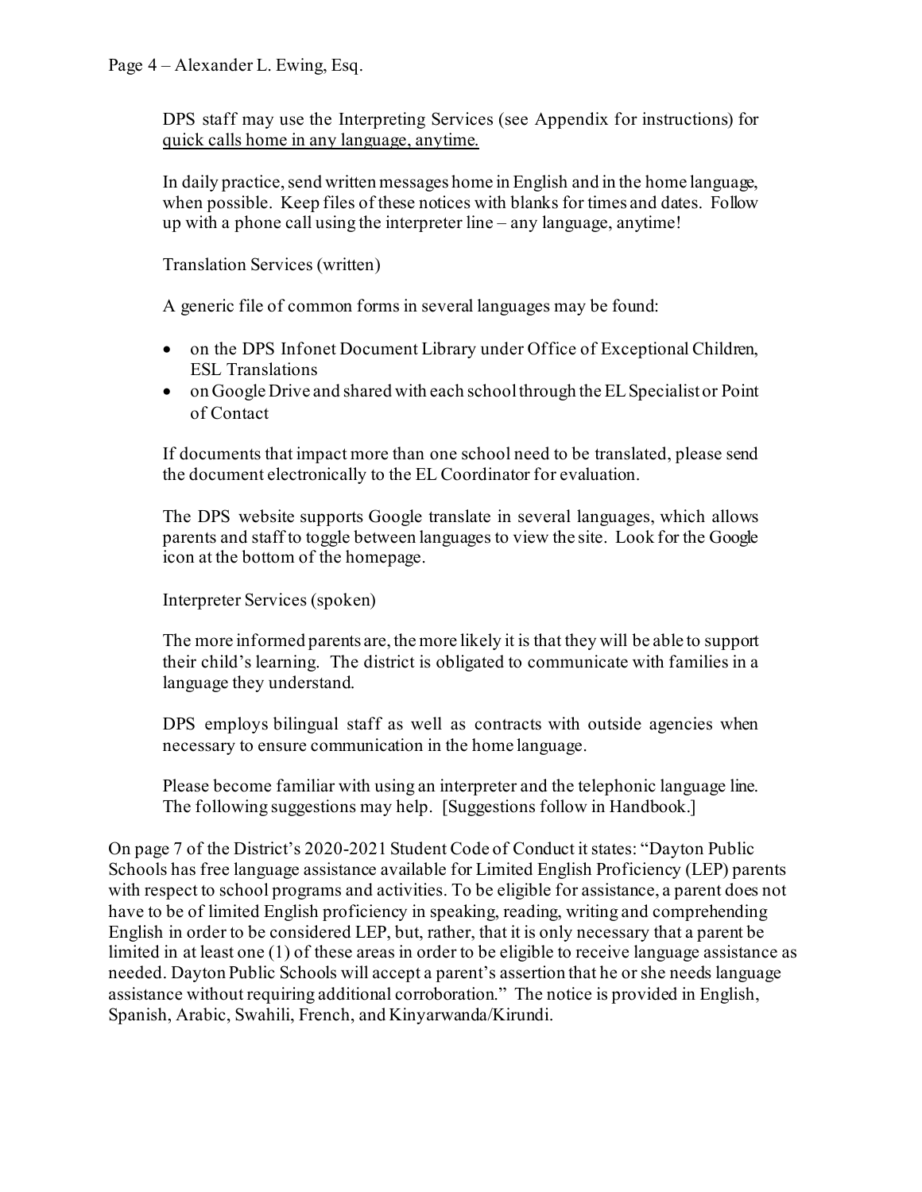DPS staff may use the Interpreting Services (see Appendix for instructions) for <u>quick calls home in any language, anytime.</u>

In daily practice, send written messages home in English and in the home language, when possible. Keep files of these notices with blanks for times and dates. Follow up with a phone call using the interpreter line – any language, anytime!

Translation Services (written)

A generic file of common forms in several languages may be found:

- on the DPS Infonet Document Library under Office of Exceptional Children, ESL Translations
- on Google Drive and shared with each school through the EL Specialist or Point of Contact

If documents that impact more than one school need to be translated, please send the document electronically to the EL Coordinator for evaluation.

The DPS website supports Google translate in several languages, which allows parents and staff to toggle between languages to view the site. Look for the Google icon at the bottom of the homepage.

Interpreter Services (spoken)

The more informed parents are, the more likely it is that they will be able to support their child's learning. The district is obligated to communicate with families in a language they understand.

DPS employs bilingual staff as well as contracts with outside agencies when necessary to ensure communication in the home language.

Please become familiar with using an interpreter and the telephonic language line. The following suggestions may help. [Suggestions follow in Handbook.]

On page 7 of the District's 2020-2021 Student Code of Conduct it states: "Dayton Public Schools has free language assistance available for Limited English Proficiency (LEP) parents with respect to school programs and activities. To be eligible for assistance, a parent does not have to be of limited English proficiency in speaking, reading, writing and comprehending English in order to be considered LEP, but, rather, that it is only necessary that a parent be limited in at least one (1) of these areas in order to be eligible to receive language assistance as needed. Dayton Public Schools will accept a parent's assertion that he or she needs language assistance without requiring additional corroboration." The notice is provided in English, Spanish, Arabic, Swahili, French, and Kinyarwanda/Kirundi.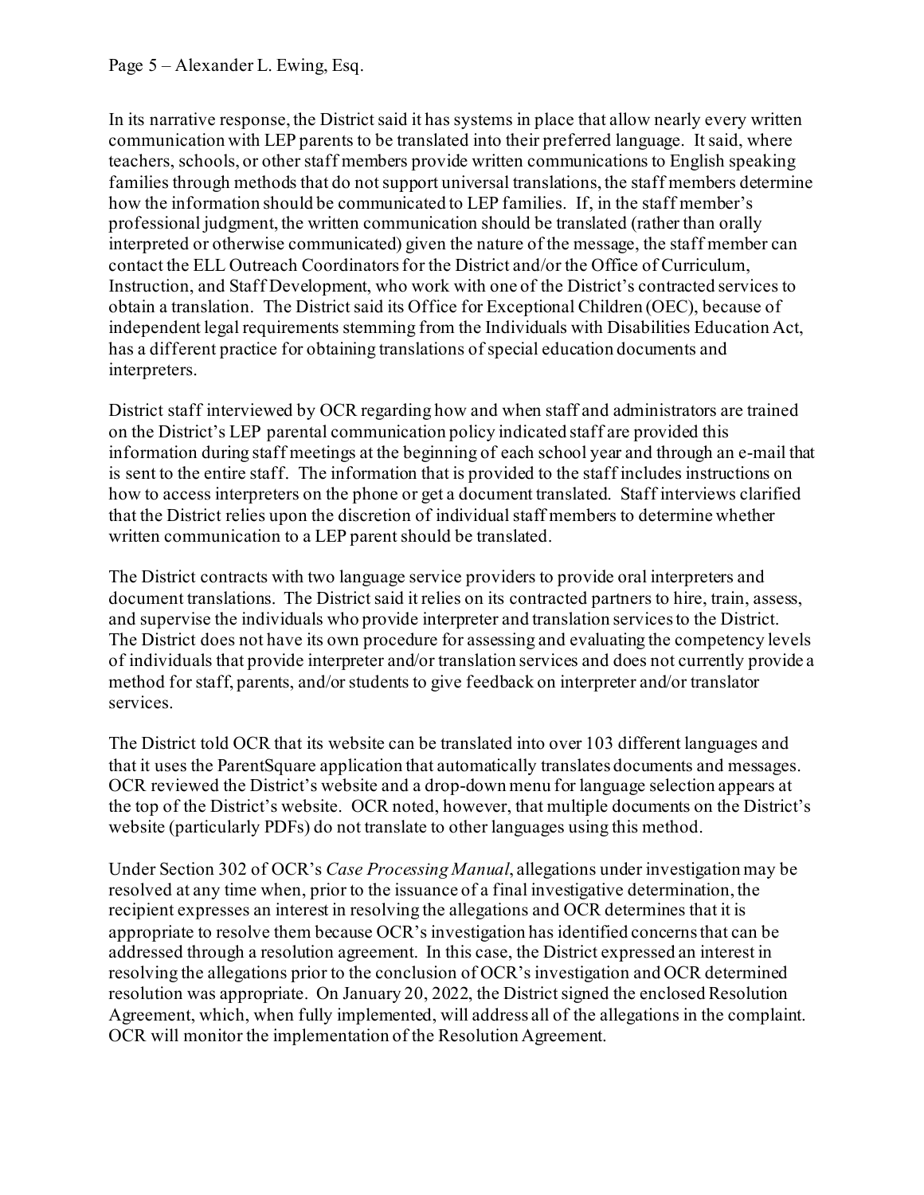In its narrative response, the District said it has systems in place that allow nearly every written communication with LEP parents to be translated into their preferred language. It said, where teachers, schools, or other staff members provide written communications to English speaking families through methods that do not support universal translations, the staff members determine how the information should be communicated to LEP families. If, in the staff member's professional judgment, the written communication should be translated (rather than orally interpreted or otherwise communicated) given the nature of the message, the staff member can contact the ELL Outreach Coordinators for the District and/or the Office of Curriculum, Instruction, and Staff Development, who work with one of the District's contracted services to obtain a translation. The District said its Office for Exceptional Children (OEC), because of independent legal requirements stemming from the Individuals with Disabilities Education Act, has a different practice for obtaining translations of special education documents and interpreters.

District staff interviewed by OCR regarding how and when staff and administrators are trained on the District's LEP parental communication policy indicated staff are provided this information during staff meetings at the beginning of each school year and through an e-mail that is sent to the entire staff. The information that is provided to the staff includes instructions on how to access interpreters on the phone or get a document translated. Staff interviews clarified that the District relies upon the discretion of individual staff members to determine whether written communication to a LEP parent should be translated.

The District contracts with two language service providers to provide oral interpreters and document translations. The District said it relies on its contracted partners to hire, train, assess, and supervise the individuals who provide interpreter and translation services to the District. The District does not have its own procedure for assessing and evaluating the competency levels of individuals that provide interpreter and/or translation services and does not currently provide a method for staff, parents, and/or students to give feedback on interpreter and/or translator services.

The District told OCR that its website can be translated into over 103 different languages and that it uses the ParentSquare application that automatically translates documents and messages. OCR reviewed the District's website and a drop-down menu for language selection appears at the top of the District's website. OCR noted, however, that multiple documents on the District's website (particularly PDFs) do not translate to other languages using this method.

Under Section 302 of OCR's *Case Processing Manual*, allegations under investigation may be resolved at any time when, prior to the issuance of a final investigative determination, the recipient expresses an interest in resolving the allegations and OCR determines that it is appropriate to resolve them because OCR's investigation has identified concerns that can be addressed through a resolution agreement. In this case, the District expressed an interest in resolving the allegations prior to the conclusion of OCR's investigation and OCR determined resolution was appropriate. On January 20, 2022, the District signed the enclosed Resolution Agreement, which, when fully implemented, will address all of the allegations in the complaint. OCR will monitor the implementation of the Resolution Agreement.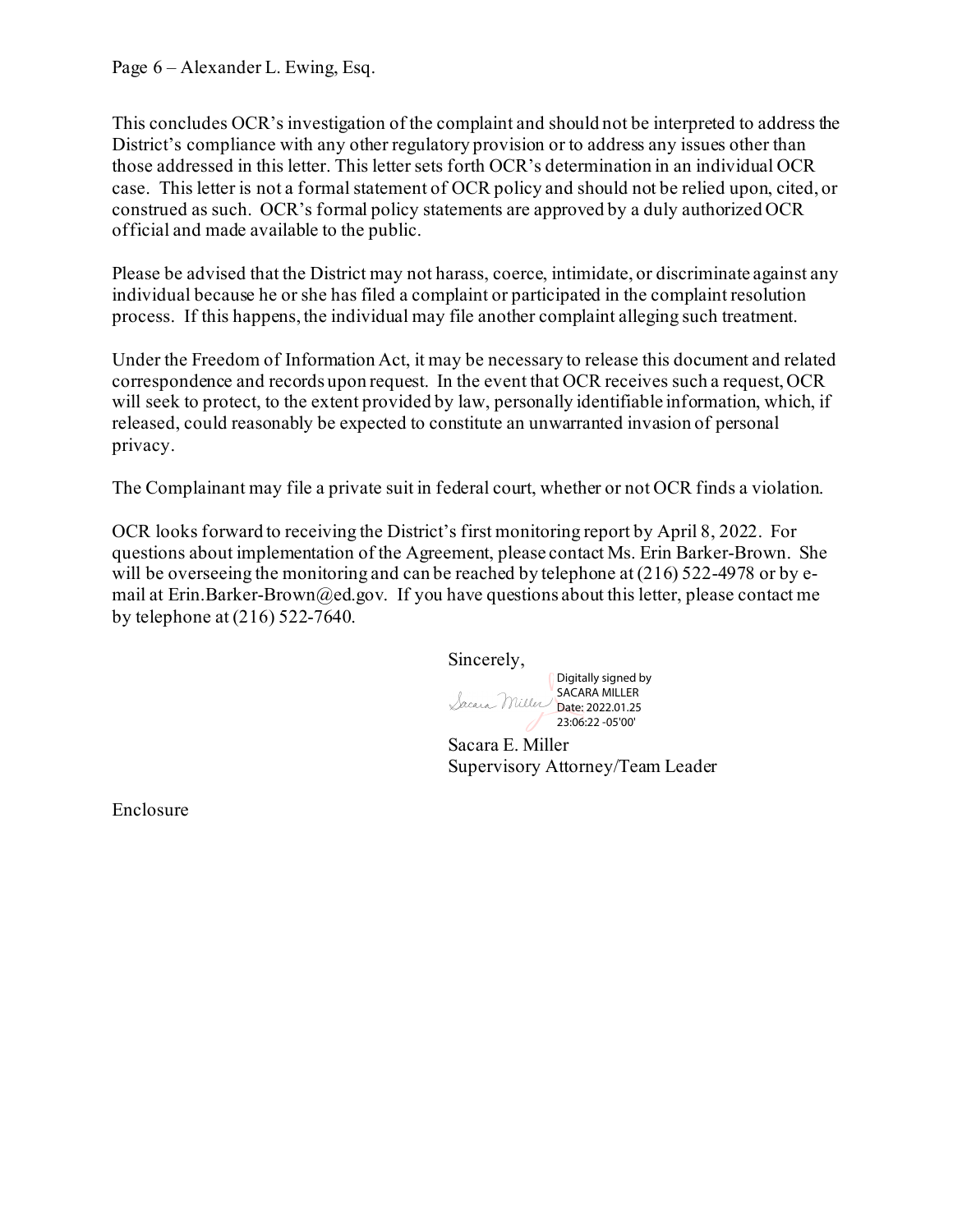This concludes OCR's investigation of the complaint and should not be interpreted to address the District's compliance with any other regulatory provision or to address any issues other than those addressed in this letter. This letter sets forth OCR's determination in an individual OCR case. This letter is not a formal statement of OCR policy and should not be relied upon, cited, or construed as such. OCR's formal policy statements are approved by a duly authorized OCR official and made available to the public.

Please be advised that the District may not harass, coerce, intimidate, or discriminate against any individual because he or she has filed a complaint or participated in the complaint resolution process. If this happens, the individual may file another complaint alleging such treatment.

Under the Freedom of Information Act, it may be necessary to release this document and related correspondence and records upon request. In the event that OCR receives such a request, OCR will seek to protect, to the extent provided by law, personally identifiable information, which, if released, could reasonably be expected to constitute an unwarranted invasion of personal privacy.

The Complainant may file a private suit in federal court, whether or not OCR finds a violation.

OCR looks forward to receiving the District's first monitoring report by April 8, 2022. For questions about implementation of the Agreement, please contact Ms. Erin Barker-Brown. She will be overseeing the monitoring and can be reached by telephone at (216) 522-4978 or by e-mail at Erin.Barker-Brown@ed.gov. If you have questions about this letter, please contact me by telephone at (216) 522-7640.

Sincerely,

Sacara Miller
Digitally signed by SACARA MILLER
Date: 2022.01.25 23:06:22 -05'00'

Sacara E. Miller
Supervisory Attorney/Team Leader

Enclosure